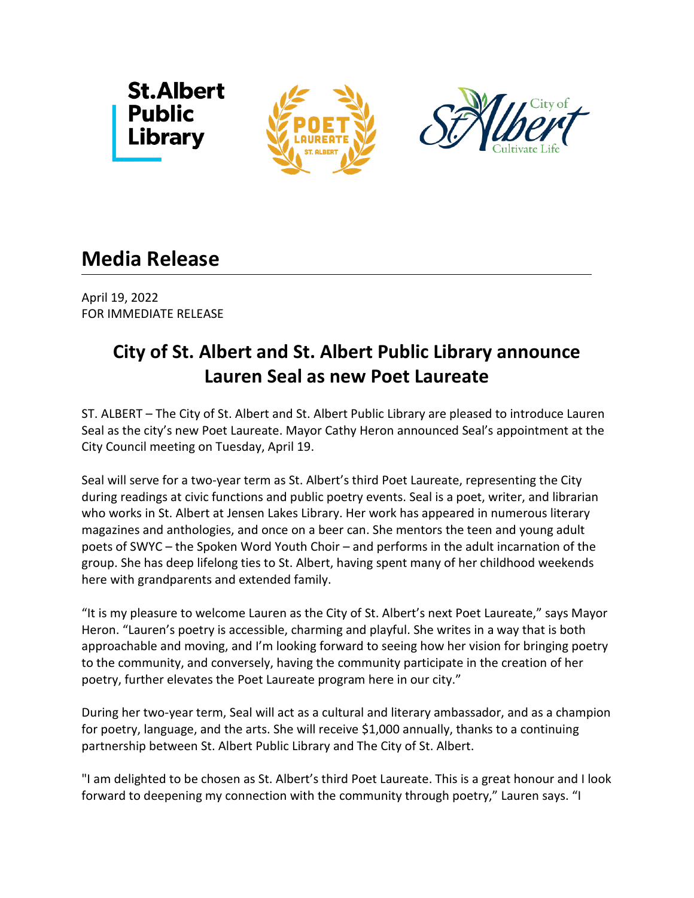# Media Release

April 19, 2022
FOR IMMEDIATE RELEASE

## City of St. Albert and St. Albert Public Library announce Lauren Seal as new Poet Laureate

ST. ALBERT – The City of St. Albert and St. Albert Public Library are pleased to introduce Lauren Seal as the city's new Poet Laureate. Mayor Cathy Heron announced Seal's appointment at the City Council meeting on Tuesday, April 19.

Seal will serve for a two-year term as St. Albert's third Poet Laureate, representing the City during readings at civic functions and public poetry events. Seal is a poet, writer, and librarian who works in St. Albert at Jensen Lakes Library. Her work has appeared in numerous literary magazines and anthologies, and once on a beer can. She mentors the teen and young adult poets of SWYC – the Spoken Word Youth Choir – and performs in the adult incarnation of the group. She has deep lifelong ties to St. Albert, having spent many of her childhood weekends here with grandparents and extended family.

"It is my pleasure to welcome Lauren as the City of St. Albert's next Poet Laureate," says Mayor Heron. "Lauren's poetry is accessible, charming and playful. She writes in a way that is both approachable and moving, and I'm looking forward to seeing how her vision for bringing poetry to the community, and conversely, having the community participate in the creation of her poetry, further elevates the Poet Laureate program here in our city."

During her two-year term, Seal will act as a cultural and literary ambassador, and as a champion for poetry, language, and the arts. She will receive $1,000 annually, thanks to a continuing partnership between St. Albert Public Library and The City of St. Albert.

"I am delighted to be chosen as St. Albert's third Poet Laureate. This is a great honour and I look forward to deepening my connection with the community through poetry," Lauren says. "I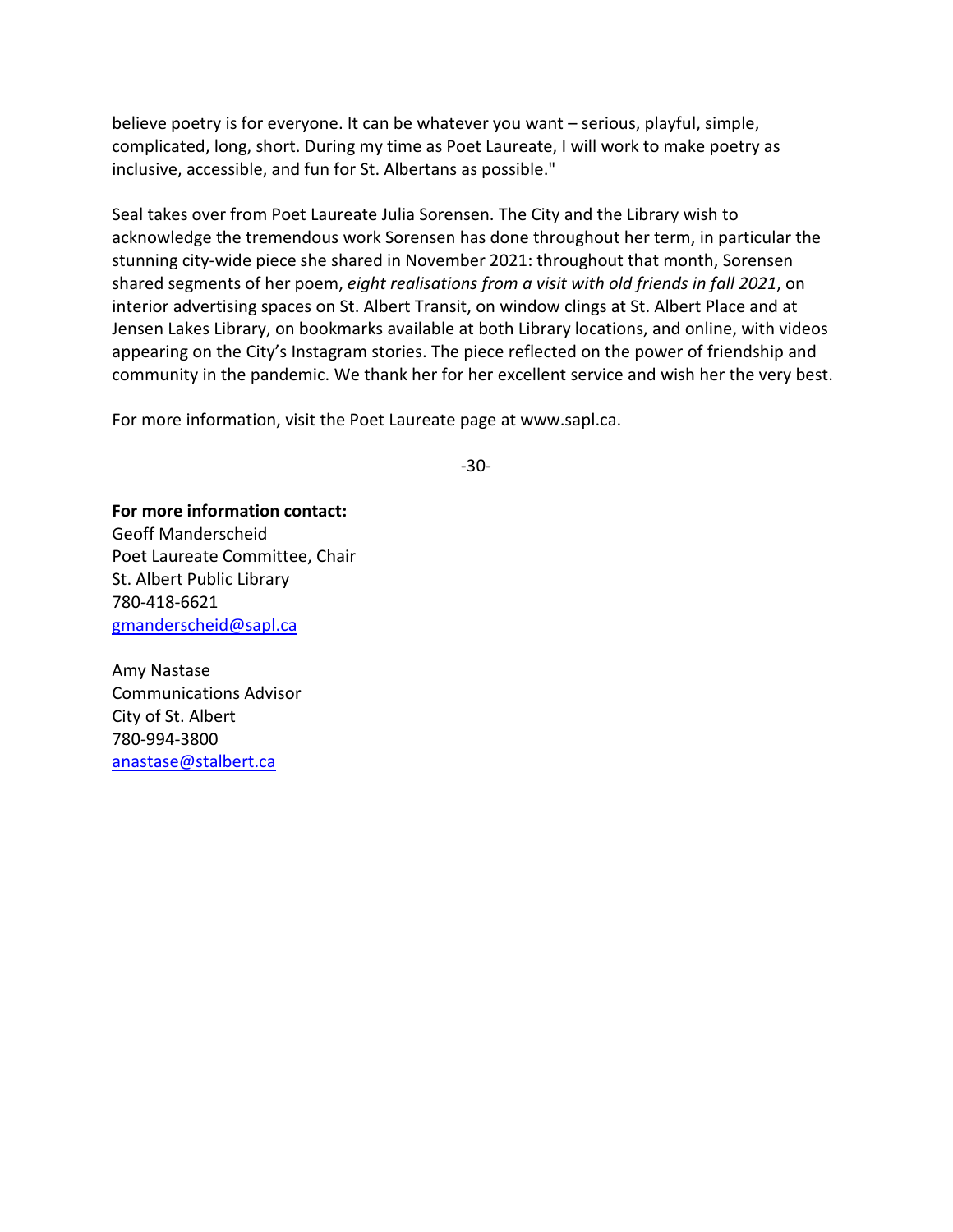believe poetry is for everyone. It can be whatever you want – serious, playful, simple, complicated, long, short. During my time as Poet Laureate, I will work to make poetry as inclusive, accessible, and fun for St. Albertans as possible."

Seal takes over from Poet Laureate Julia Sorensen. The City and the Library wish to acknowledge the tremendous work Sorensen has done throughout her term, in particular the stunning city-wide piece she shared in November 2021: throughout that month, Sorensen shared segments of her poem, *eight realisations from a visit with old friends in fall 2021*, on interior advertising spaces on St. Albert Transit, on window clings at St. Albert Place and at Jensen Lakes Library, on bookmarks available at both Library locations, and online, with videos appearing on the City's Instagram stories. The piece reflected on the power of friendship and community in the pandemic. We thank her for her excellent service and wish her the very best.

For more information, visit the Poet Laureate page at www.sapl.ca.

-30-

**For more information contact:**
Geoff Manderscheid
Poet Laureate Committee, Chair
St. Albert Public Library
780-418-6621
gmanderscheid@sapl.ca

Amy Nastase
Communications Advisor
City of St. Albert
780-994-3800
anastase@stalbert.ca